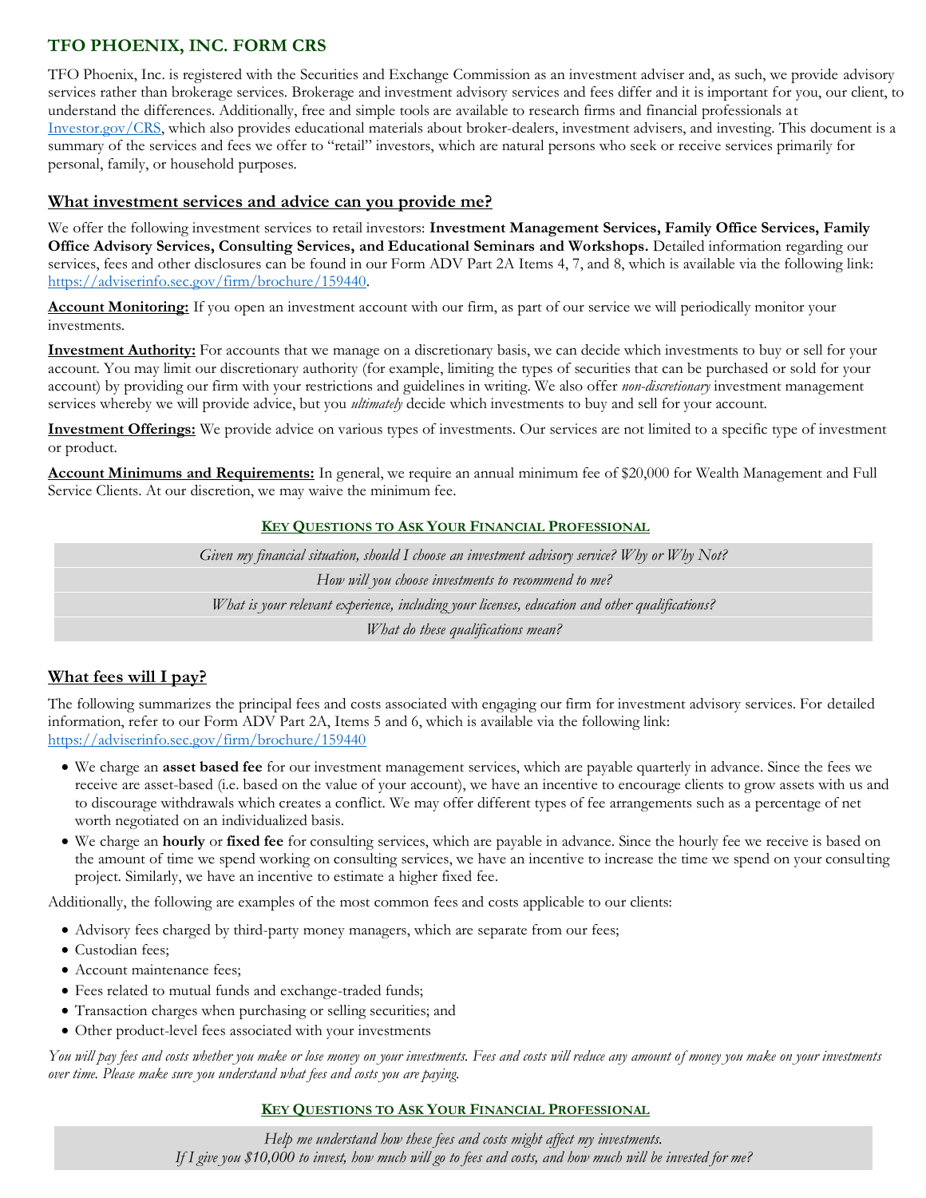# TFO PHOENIX, INC. FORM CRS

TFO Phoenix, Inc. is registered with the Securities and Exchange Commission as an investment adviser and, as such, we provide advisory services rather than brokerage services. Brokerage and investment advisory services and fees differ and it is important for you, our client, to understand the differences. Additionally, free and simple tools are available to research firms and financial professionals at [Investor.gov/CRS](https://Investor.gov/CRS), which also provides educational materials about broker-dealers, investment advisers, and investing. This document is a summary of the services and fees we offer to "retail" investors, which are natural persons who seek or receive services primarily for personal, family, or household purposes.

## What investment services and advice can you provide me?

We offer the following investment services to retail investors: **Investment Management Services, Family Office Services, Family Office Advisory Services, Consulting Services, and Educational Seminars and Workshops.** Detailed information regarding our services, fees and other disclosures can be found in our Form ADV Part 2A Items 4, 7, and 8, which is available via the following link: [https://adviserinfo.sec.gov/firm/brochure/159440](https://adviserinfo.sec.gov/firm/brochure/159440).

**Account Monitoring:** If you open an investment account with our firm, as part of our service we will periodically monitor your investments.

**Investment Authority:** For accounts that we manage on a discretionary basis, we can decide which investments to buy or sell for your account. You may limit our discretionary authority (for example, limiting the types of securities that can be purchased or sold for your account) by providing our firm with your restrictions and guidelines in writing. We also offer *non-discretionary* investment management services whereby we will provide advice, but you *ultimately* decide which investments to buy and sell for your account.

**Investment Offerings:** We provide advice on various types of investments. Our services are not limited to a specific type of investment or product.

**Account Minimums and Requirements:** In general, we require an annual minimum fee of $20,000 for Wealth Management and Full Service Clients. At our discretion, we may waive the minimum fee.

**KEY QUESTIONS TO ASK YOUR FINANCIAL PROFESSIONAL**

*Given my financial situation, should I choose an investment advisory service? Why or Why Not?*

*How will you choose investments to recommend to me?*

*What is your relevant experience, including your licenses, education and other qualifications?*

*What do these qualifications mean?*

## What fees will I pay?

The following summarizes the principal fees and costs associated with engaging our firm for investment advisory services. For detailed information, refer to our Form ADV Part 2A, Items 5 and 6, which is available via the following link: [https://adviserinfo.sec.gov/firm/brochure/159440](https://adviserinfo.sec.gov/firm/brochure/159440)

- We charge an **asset based fee** for our investment management services, which are payable quarterly in advance. Since the fees we receive are asset-based (i.e. based on the value of your account), we have an incentive to encourage clients to grow assets with us and to discourage withdrawals which creates a conflict. We may offer different types of fee arrangements such as a percentage of net worth negotiated on an individualized basis.
- We charge an **hourly** or **fixed fee** for consulting services, which are payable in advance. Since the hourly fee we receive is based on the amount of time we spend working on consulting services, we have an incentive to increase the time we spend on your consulting project. Similarly, we have an incentive to estimate a higher fixed fee.

Additionally, the following are examples of the most common fees and costs applicable to our clients:

- Advisory fees charged by third-party money managers, which are separate from our fees;
- Custodian fees;
- Account maintenance fees;
- Fees related to mutual funds and exchange-traded funds;
- Transaction charges when purchasing or selling securities; and
- Other product-level fees associated with your investments

*You will pay fees and costs whether you make or lose money on your investments. Fees and costs will reduce any amount of money you make on your investments over time. Please make sure you understand what fees and costs you are paying.*

**KEY QUESTIONS TO ASK YOUR FINANCIAL PROFESSIONAL**

*Help me understand how these fees and costs might affect my investments.*
*If I give you $10,000 to invest, how much will go to fees and costs, and how much will be invested for me?*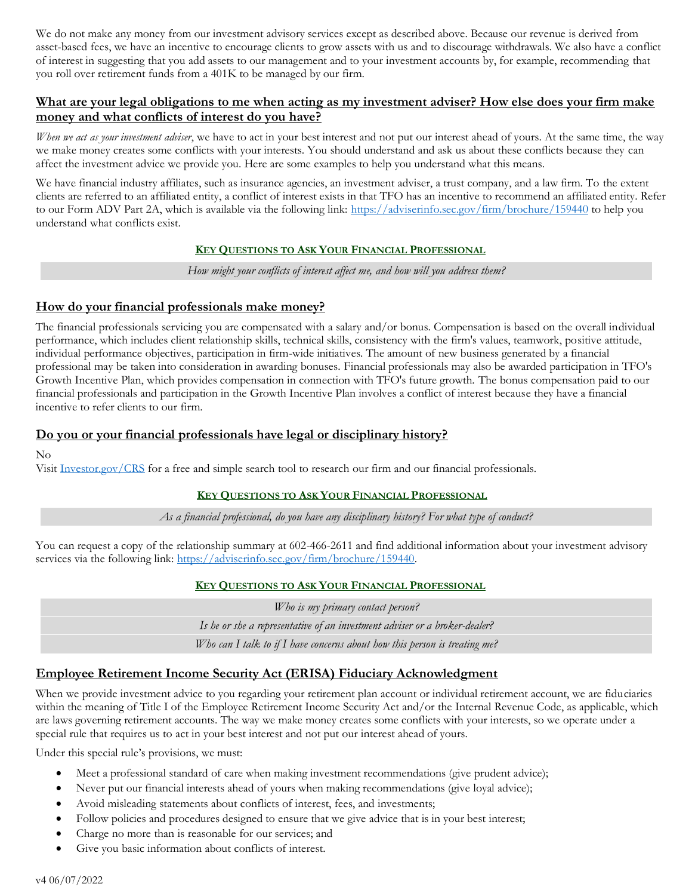We do not make any money from our investment advisory services except as described above. Because our revenue is derived from asset-based fees, we have an incentive to encourage clients to grow assets with us and to discourage withdrawals. We also have a conflict of interest in suggesting that you add assets to our management and to your investment accounts by, for example, recommending that you roll over retirement funds from a 401K to be managed by our firm.

## What are your legal obligations to me when acting as my investment adviser? How else does your firm make money and what conflicts of interest do you have?

*When we act as your investment adviser*, we have to act in your best interest and not put our interest ahead of yours. At the same time, the way we make money creates some conflicts with your interests. You should understand and ask us about these conflicts because they can affect the investment advice we provide you. Here are some examples to help you understand what this means.

We have financial industry affiliates, such as insurance agencies, an investment adviser, a trust company, and a law firm. To the extent clients are referred to an affiliated entity, a conflict of interest exists in that TFO has an incentive to recommend an affiliated entity. Refer to our Form ADV Part 2A, which is available via the following link: https://adviserinfo.sec.gov/firm/brochure/159440 to help you understand what conflicts exist.

**KEY QUESTIONS TO ASK YOUR FINANCIAL PROFESSIONAL**

*How might your conflicts of interest affect me, and how will you address them?*

## How do your financial professionals make money?

The financial professionals servicing you are compensated with a salary and/or bonus. Compensation is based on the overall individual performance, which includes client relationship skills, technical skills, consistency with the firm's values, teamwork, positive attitude, individual performance objectives, participation in firm-wide initiatives. The amount of new business generated by a financial professional may be taken into consideration in awarding bonuses. Financial professionals may also be awarded participation in TFO's Growth Incentive Plan, which provides compensation in connection with TFO's future growth. The bonus compensation paid to our financial professionals and participation in the Growth Incentive Plan involves a conflict of interest because they have a financial incentive to refer clients to our firm.

## Do you or your financial professionals have legal or disciplinary history?

No
Visit Investor.gov/CRS for a free and simple search tool to research our firm and our financial professionals.

**KEY QUESTIONS TO ASK YOUR FINANCIAL PROFESSIONAL**

*As a financial professional, do you have any disciplinary history? For what type of conduct?*

You can request a copy of the relationship summary at 602-466-2611 and find additional information about your investment advisory services via the following link: https://adviserinfo.sec.gov/firm/brochure/159440.

**KEY QUESTIONS TO ASK YOUR FINANCIAL PROFESSIONAL**

*Who is my primary contact person?*

*Is he or she a representative of an investment adviser or a broker-dealer?*

*Who can I talk to if I have concerns about how this person is treating me?*

## Employee Retirement Income Security Act (ERISA) Fiduciary Acknowledgment

When we provide investment advice to you regarding your retirement plan account or individual retirement account, we are fiduciaries within the meaning of Title I of the Employee Retirement Income Security Act and/or the Internal Revenue Code, as applicable, which are laws governing retirement accounts. The way we make money creates some conflicts with your interests, so we operate under a special rule that requires us to act in your best interest and not put our interest ahead of yours.

Under this special rule's provisions, we must:

- Meet a professional standard of care when making investment recommendations (give prudent advice);
- Never put our financial interests ahead of yours when making recommendations (give loyal advice);
- Avoid misleading statements about conflicts of interest, fees, and investments;
- Follow policies and procedures designed to ensure that we give advice that is in your best interest;
- Charge no more than is reasonable for our services; and
- Give you basic information about conflicts of interest.

v4 06/07/2022